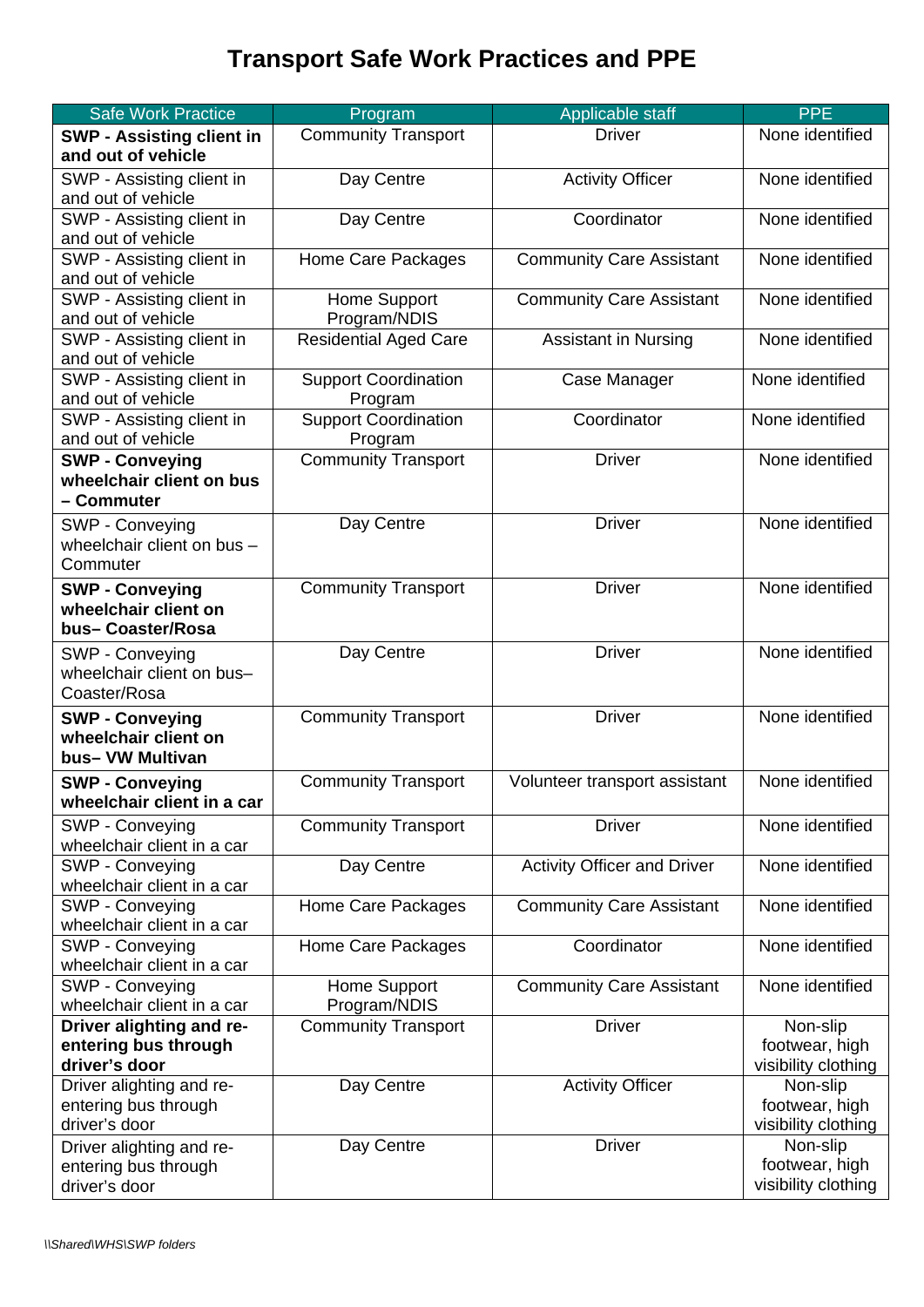# Transport Safe Work Practices and PPE

| Safe Work Practice | Program | Applicable staff | PPE |
|---|---|---|---|
| **SWP - Assisting client in and out of vehicle** | Community Transport | Driver | None identified |
| SWP - Assisting client in and out of vehicle | Day Centre | Activity Officer | None identified |
| SWP - Assisting client in and out of vehicle | Day Centre | Coordinator | None identified |
| SWP - Assisting client in and out of vehicle | Home Care Packages | Community Care Assistant | None identified |
| SWP - Assisting client in and out of vehicle | Home Support Program/NDIS | Community Care Assistant | None identified |
| SWP - Assisting client in and out of vehicle | Residential Aged Care | Assistant in Nursing | None identified |
| SWP - Assisting client in and out of vehicle | Support Coordination Program | Case Manager | None identified |
| SWP - Assisting client in and out of vehicle | Support Coordination Program | Coordinator | None identified |
| **SWP - Conveying wheelchair client on bus – Commuter** | Community Transport | Driver | None identified |
| SWP - Conveying wheelchair client on bus – Commuter | Day Centre | Driver | None identified |
| **SWP - Conveying wheelchair client on bus– Coaster/Rosa** | Community Transport | Driver | None identified |
| SWP - Conveying wheelchair client on bus– Coaster/Rosa | Day Centre | Driver | None identified |
| **SWP - Conveying wheelchair client on bus– VW Multivan** | Community Transport | Driver | None identified |
| **SWP - Conveying wheelchair client in a car** | Community Transport | Volunteer transport assistant | None identified |
| SWP - Conveying wheelchair client in a car | Community Transport | Driver | None identified |
| SWP - Conveying wheelchair client in a car | Day Centre | Activity Officer and Driver | None identified |
| SWP - Conveying wheelchair client in a car | Home Care Packages | Community Care Assistant | None identified |
| SWP - Conveying wheelchair client in a car | Home Care Packages | Coordinator | None identified |
| SWP - Conveying wheelchair client in a car | Home Support Program/NDIS | Community Care Assistant | None identified |
| **Driver alighting and re-entering bus through driver's door** | Community Transport | Driver | Non-slip footwear, high visibility clothing |
| Driver alighting and re-entering bus through driver's door | Day Centre | Activity Officer | Non-slip footwear, high visibility clothing |
| Driver alighting and re-entering bus through driver's door | Day Centre | Driver | Non-slip footwear, high visibility clothing |

*\\Shared\WHS\SWP folders*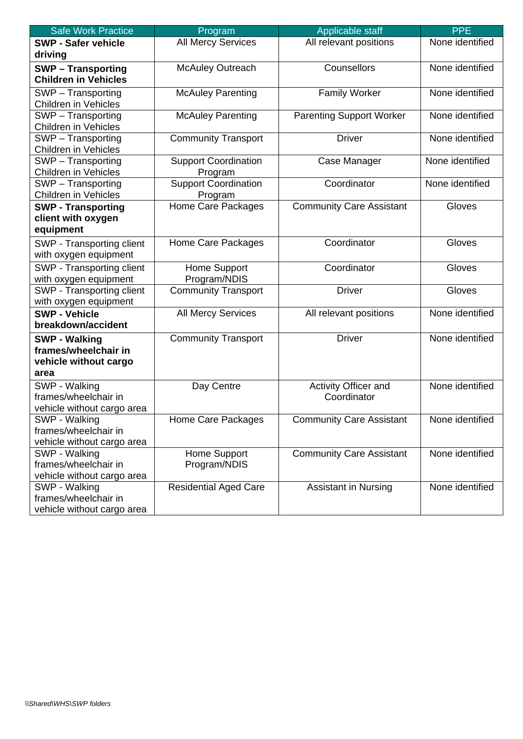| Safe Work Practice | Program | Applicable staff | PPE |
|---|---|---|---|
| **SWP - Safer vehicle driving** | All Mercy Services | All relevant positions | None identified |
| **SWP – Transporting Children in Vehicles** | McAuley Outreach | Counsellors | None identified |
| SWP – Transporting Children in Vehicles | McAuley Parenting | Family Worker | None identified |
| SWP – Transporting Children in Vehicles | McAuley Parenting | Parenting Support Worker | None identified |
| SWP – Transporting Children in Vehicles | Community Transport | Driver | None identified |
| SWP – Transporting Children in Vehicles | Support Coordination Program | Case Manager | None identified |
| SWP – Transporting Children in Vehicles | Support Coordination Program | Coordinator | None identified |
| **SWP - Transporting client with oxygen equipment** | Home Care Packages | Community Care Assistant | Gloves |
| SWP - Transporting client with oxygen equipment | Home Care Packages | Coordinator | Gloves |
| SWP - Transporting client with oxygen equipment | Home Support Program/NDIS | Coordinator | Gloves |
| SWP - Transporting client with oxygen equipment | Community Transport | Driver | Gloves |
| **SWP - Vehicle breakdown/accident** | All Mercy Services | All relevant positions | None identified |
| **SWP - Walking frames/wheelchair in vehicle without cargo area** | Community Transport | Driver | None identified |
| SWP - Walking frames/wheelchair in vehicle without cargo area | Day Centre | Activity Officer and Coordinator | None identified |
| SWP - Walking frames/wheelchair in vehicle without cargo area | Home Care Packages | Community Care Assistant | None identified |
| SWP - Walking frames/wheelchair in vehicle without cargo area | Home Support Program/NDIS | Community Care Assistant | None identified |
| SWP - Walking frames/wheelchair in vehicle without cargo area | Residential Aged Care | Assistant in Nursing | None identified |